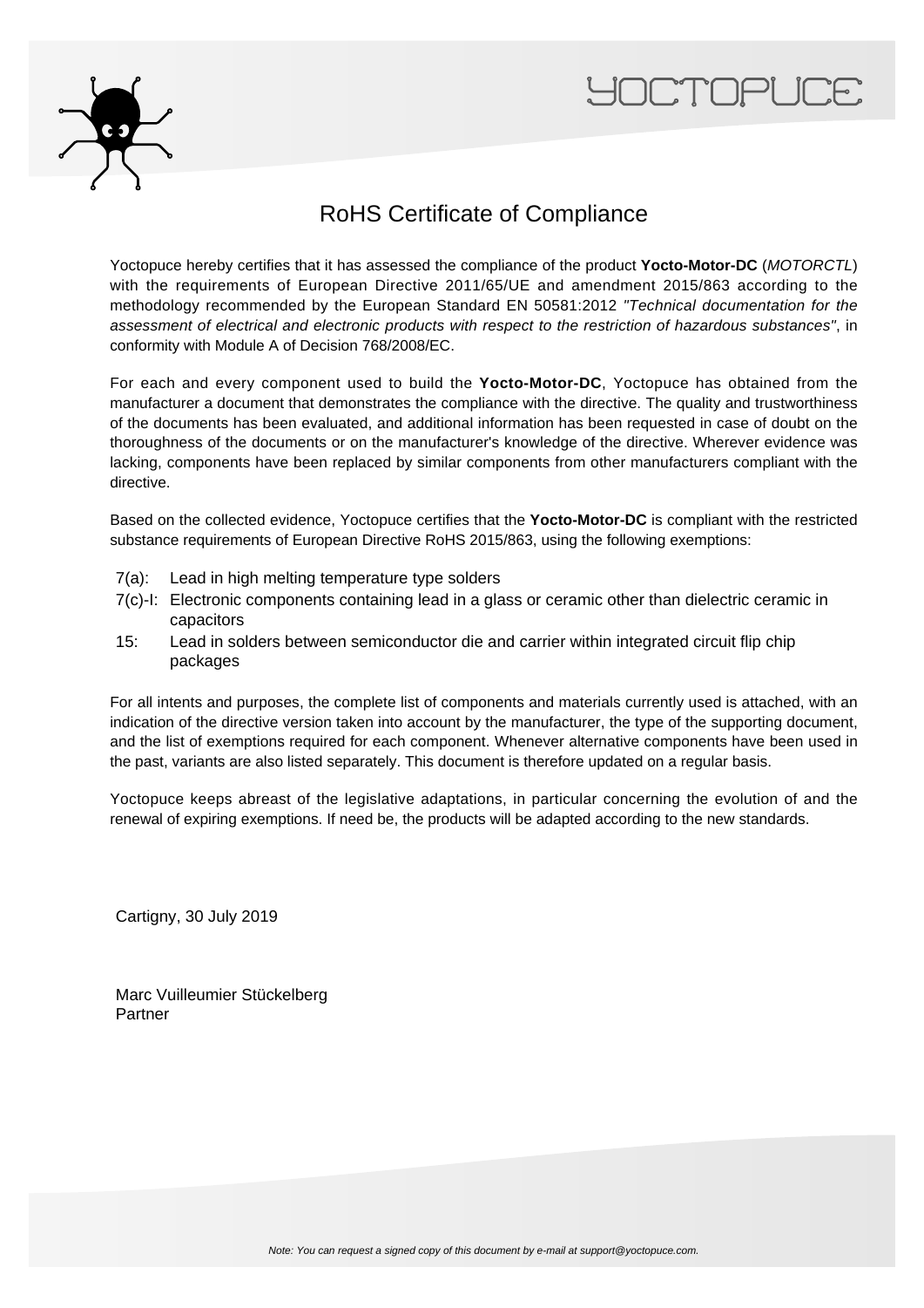# RoHS Certificate of Compliance

Yoctopuce hereby certifies that it has assessed the compliance of the product **Yocto-Motor-DC** (*MOTORCTL*) with the requirements of European Directive 2011/65/UE and amendment 2015/863 according to the methodology recommended by the European Standard EN 50581:2012 *"Technical documentation for the assessment of electrical and electronic products with respect to the restriction of hazardous substances"*, in conformity with Module A of Decision 768/2008/EC.

For each and every component used to build the **Yocto-Motor-DC**, Yoctopuce has obtained from the manufacturer a document that demonstrates the compliance with the directive. The quality and trustworthiness of the documents has been evaluated, and additional information has been requested in case of doubt on the thoroughness of the documents or on the manufacturer's knowledge of the directive. Wherever evidence was lacking, components have been replaced by similar components from other manufacturers compliant with the directive.

Based on the collected evidence, Yoctopuce certifies that the **Yocto-Motor-DC** is compliant with the restricted substance requirements of European Directive RoHS 2015/863, using the following exemptions:

- 7(a): Lead in high melting temperature type solders
- 7(c)-I: Electronic components containing lead in a glass or ceramic other than dielectric ceramic in capacitors
- 15: Lead in solders between semiconductor die and carrier within integrated circuit flip chip packages

For all intents and purposes, the complete list of components and materials currently used is attached, with an indication of the directive version taken into account by the manufacturer, the type of the supporting document, and the list of exemptions required for each component. Whenever alternative components have been used in the past, variants are also listed separately. This document is therefore updated on a regular basis.

Yoctopuce keeps abreast of the legislative adaptations, in particular concerning the evolution of and the renewal of expiring exemptions. If need be, the products will be adapted according to the new standards.

Cartigny, 30 July 2019

Marc Vuilleumier Stückelberg
Partner

*Note: You can request a signed copy of this document by e-mail at support@yoctopuce.com.*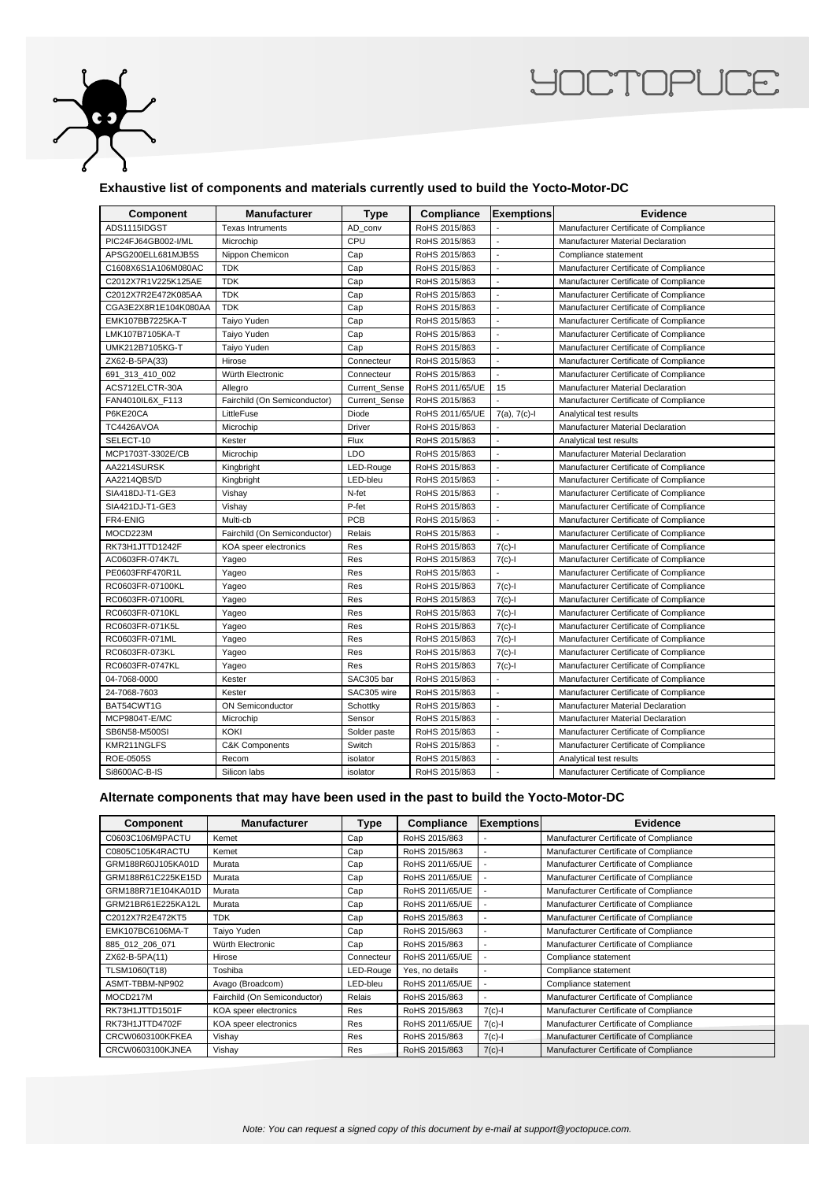### Exhaustive list of components and materials currently used to build the Yocto-Motor-DC

| Component | Manufacturer | Type | Compliance | Exemptions | Evidence |
|---|---|---|---|---|---|
| ADS1115IDGST | Texas Intruments | AD_conv | RoHS 2015/863 | - | Manufacturer Certificate of Compliance |
| PIC24FJ64GB002-I/ML | Microchip | CPU | RoHS 2015/863 | - | Manufacturer Material Declaration |
| APSG200ELL681MJB5S | Nippon Chemicon | Cap | RoHS 2015/863 | - | Compliance statement |
| C1608X6S1A106M080AC | TDK | Cap | RoHS 2015/863 | - | Manufacturer Certificate of Compliance |
| C2012X7R1V225K125AE | TDK | Cap | RoHS 2015/863 | - | Manufacturer Certificate of Compliance |
| C2012X7R2E472K085AA | TDK | Cap | RoHS 2015/863 | - | Manufacturer Certificate of Compliance |
| CGA3E2X8R1E104K080AA | TDK | Cap | RoHS 2015/863 | - | Manufacturer Certificate of Compliance |
| EMK107BB7225KA-T | Taiyo Yuden | Cap | RoHS 2015/863 | - | Manufacturer Certificate of Compliance |
| LMK107B7105KA-T | Taiyo Yuden | Cap | RoHS 2015/863 | - | Manufacturer Certificate of Compliance |
| UMK212B7105KG-T | Taiyo Yuden | Cap | RoHS 2015/863 | - | Manufacturer Certificate of Compliance |
| ZX62-B-5PA(33) | Hirose | Connecteur | RoHS 2015/863 | - | Manufacturer Certificate of Compliance |
| 691_313_410_002 | Würth Electronic | Connecteur | RoHS 2015/863 | - | Manufacturer Certificate of Compliance |
| ACS712ELCTR-30A | Allegro | Current_Sense | RoHS 2011/65/UE | 15 | Manufacturer Material Declaration |
| FAN4010IL6X_F113 | Fairchild (On Semiconductor) | Current_Sense | RoHS 2015/863 | - | Manufacturer Certificate of Compliance |
| P6KE20CA | LittleFuse | Diode | RoHS 2011/65/UE | 7(a), 7(c)-I | Analytical test results |
| TC4426AVOA | Microchip | Driver | RoHS 2015/863 | - | Manufacturer Material Declaration |
| SELECT-10 | Kester | Flux | RoHS 2015/863 | - | Analytical test results |
| MCP1703T-3302E/CB | Microchip | LDO | RoHS 2015/863 | - | Manufacturer Material Declaration |
| AA2214SURSK | Kingbright | LED-Rouge | RoHS 2015/863 | - | Manufacturer Certificate of Compliance |
| AA2214QBS/D | Kingbright | LED-bleu | RoHS 2015/863 | - | Manufacturer Certificate of Compliance |
| SIA418DJ-T1-GE3 | Vishay | N-fet | RoHS 2015/863 | - | Manufacturer Certificate of Compliance |
| SIA421DJ-T1-GE3 | Vishay | P-fet | RoHS 2015/863 | - | Manufacturer Certificate of Compliance |
| FR4-ENIG | Multi-cb | PCB | RoHS 2015/863 | - | Manufacturer Certificate of Compliance |
| MOCD223M | Fairchild (On Semiconductor) | Relais | RoHS 2015/863 | - | Manufacturer Certificate of Compliance |
| RK73H1JTTD1242F | KOA speer electronics | Res | RoHS 2015/863 | 7(c)-I | Manufacturer Certificate of Compliance |
| AC0603FR-074K7L | Yageo | Res | RoHS 2015/863 | 7(c)-I | Manufacturer Certificate of Compliance |
| PE0603FRF470R1L | Yageo | Res | RoHS 2015/863 | - | Manufacturer Certificate of Compliance |
| RC0603FR-07100KL | Yageo | Res | RoHS 2015/863 | 7(c)-I | Manufacturer Certificate of Compliance |
| RC0603FR-07100RL | Yageo | Res | RoHS 2015/863 | 7(c)-I | Manufacturer Certificate of Compliance |
| RC0603FR-0710KL | Yageo | Res | RoHS 2015/863 | 7(c)-I | Manufacturer Certificate of Compliance |
| RC0603FR-071K5L | Yageo | Res | RoHS 2015/863 | 7(c)-I | Manufacturer Certificate of Compliance |
| RC0603FR-071ML | Yageo | Res | RoHS 2015/863 | 7(c)-I | Manufacturer Certificate of Compliance |
| RC0603FR-073KL | Yageo | Res | RoHS 2015/863 | 7(c)-I | Manufacturer Certificate of Compliance |
| RC0603FR-0747KL | Yageo | Res | RoHS 2015/863 | 7(c)-I | Manufacturer Certificate of Compliance |
| 04-7068-0000 | Kester | SAC305 bar | RoHS 2015/863 | - | Manufacturer Certificate of Compliance |
| 24-7068-7603 | Kester | SAC305 wire | RoHS 2015/863 | - | Manufacturer Certificate of Compliance |
| BAT54CWT1G | ON Semiconductor | Schottky | RoHS 2015/863 | - | Manufacturer Material Declaration |
| MCP9804T-E/MC | Microchip | Sensor | RoHS 2015/863 | - | Manufacturer Material Declaration |
| SB6N58-M500SI | KOKI | Solder paste | RoHS 2015/863 | - | Manufacturer Certificate of Compliance |
| KMR211NGLFS | C&K Components | Switch | RoHS 2015/863 | - | Manufacturer Certificate of Compliance |
| ROE-0505S | Recom | isolator | RoHS 2015/863 | - | Analytical test results |
| Si8600AC-B-IS | Silicon labs | isolator | RoHS 2015/863 | - | Manufacturer Certificate of Compliance |

### Alternate components that may have been used in the past to build the Yocto-Motor-DC

| Component | Manufacturer | Type | Compliance | Exemptions | Evidence |
|---|---|---|---|---|---|
| C0603C106M9PACTU | Kemet | Cap | RoHS 2015/863 | - | Manufacturer Certificate of Compliance |
| C0805C105K4RACTU | Kemet | Cap | RoHS 2015/863 | - | Manufacturer Certificate of Compliance |
| GRM188R60J105KA01D | Murata | Cap | RoHS 2011/65/UE | - | Manufacturer Certificate of Compliance |
| GRM188R61C225KE15D | Murata | Cap | RoHS 2011/65/UE | - | Manufacturer Certificate of Compliance |
| GRM188R71E104KA01D | Murata | Cap | RoHS 2011/65/UE | - | Manufacturer Certificate of Compliance |
| GRM21BR61E225KA12L | Murata | Cap | RoHS 2011/65/UE | - | Manufacturer Certificate of Compliance |
| C2012X7R2E472KT5 | TDK | Cap | RoHS 2015/863 | - | Manufacturer Certificate of Compliance |
| EMK107BC6106MA-T | Taiyo Yuden | Cap | RoHS 2015/863 | - | Manufacturer Certificate of Compliance |
| 885_012_206_071 | Würth Electronic | Cap | RoHS 2015/863 | - | Manufacturer Certificate of Compliance |
| ZX62-B-5PA(11) | Hirose | Connecteur | RoHS 2011/65/UE | - | Compliance statement |
| TLSM1060(T18) | Toshiba | LED-Rouge | Yes, no details | - | Compliance statement |
| ASMT-TBBM-NP902 | Avago (Broadcom) | LED-bleu | RoHS 2011/65/UE | - | Compliance statement |
| MOCD217M | Fairchild (On Semiconductor) | Relais | RoHS 2015/863 | - | Manufacturer Certificate of Compliance |
| RK73H1JTTD1501F | KOA speer electronics | Res | RoHS 2015/863 | 7(c)-I | Manufacturer Certificate of Compliance |
| RK73H1JTTD4702F | KOA speer electronics | Res | RoHS 2011/65/UE | 7(c)-I | Manufacturer Certificate of Compliance |
| CRCW0603100KFKEA | Vishay | Res | RoHS 2015/863 | 7(c)-I | Manufacturer Certificate of Compliance |
| CRCW0603100KJNEA | Vishay | Res | RoHS 2015/863 | 7(c)-I | Manufacturer Certificate of Compliance |

*Note: You can request a signed copy of this document by e-mail at support@yoctopuce.com.*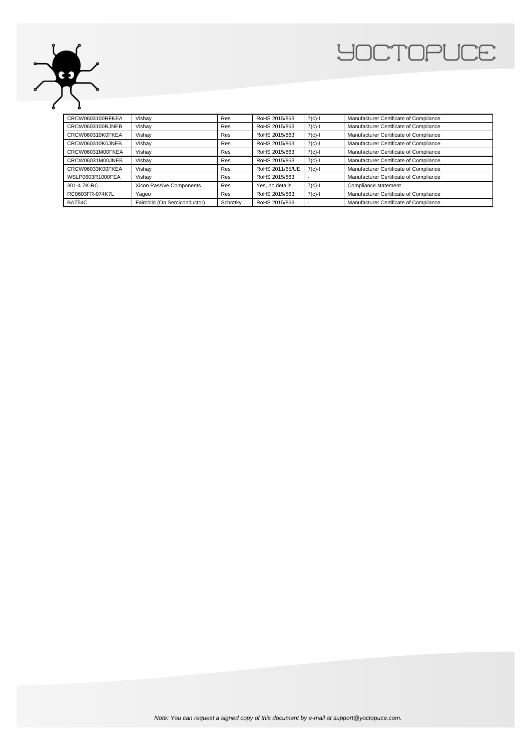| | | | | | |
|---|---|---|---|---|---|
| CRCW0603100RFKEA | Vishay | Res | RoHS 2015/863 | 7(c)-I | Manufacturer Certificate of Compliance |
| CRCW0603100RJNEB | Vishay | Res | RoHS 2015/863 | 7(c)-I | Manufacturer Certificate of Compliance |
| CRCW060310K0FKEA | Vishay | Res | RoHS 2015/863 | 7(c)-I | Manufacturer Certificate of Compliance |
| CRCW060310K0JNEB | Vishay | Res | RoHS 2015/863 | 7(c)-I | Manufacturer Certificate of Compliance |
| CRCW06031M00FKEA | Vishay | Res | RoHS 2015/863 | 7(c)-I | Manufacturer Certificate of Compliance |
| CRCW06031M00JNEB | Vishay | Res | RoHS 2015/863 | 7(c)-I | Manufacturer Certificate of Compliance |
| CRCW06033K00FKEA | Vishay | Res | RoHS 2011/65/UE | 7(c)-I | Manufacturer Certificate of Compliance |
| WSLP0603R1000FEA | Vishay | Res | RoHS 2015/863 | - | Manufacturer Certificate of Compliance |
| 301-4.7K-RC | Xicon Passive Components | Res | Yes, no details | 7(c)-I | Compliance statement |
| RC0603FR-074K7L | Yageo | Res | RoHS 2015/863 | 7(c)-I | Manufacturer Certificate of Compliance |
| BAT54C | Fairchild (On Semiconductor) | Schottky | RoHS 2015/863 | - | Manufacturer Certificate of Compliance |

*Note: You can request a signed copy of this document by e-mail at support@yoctopuce.com.*